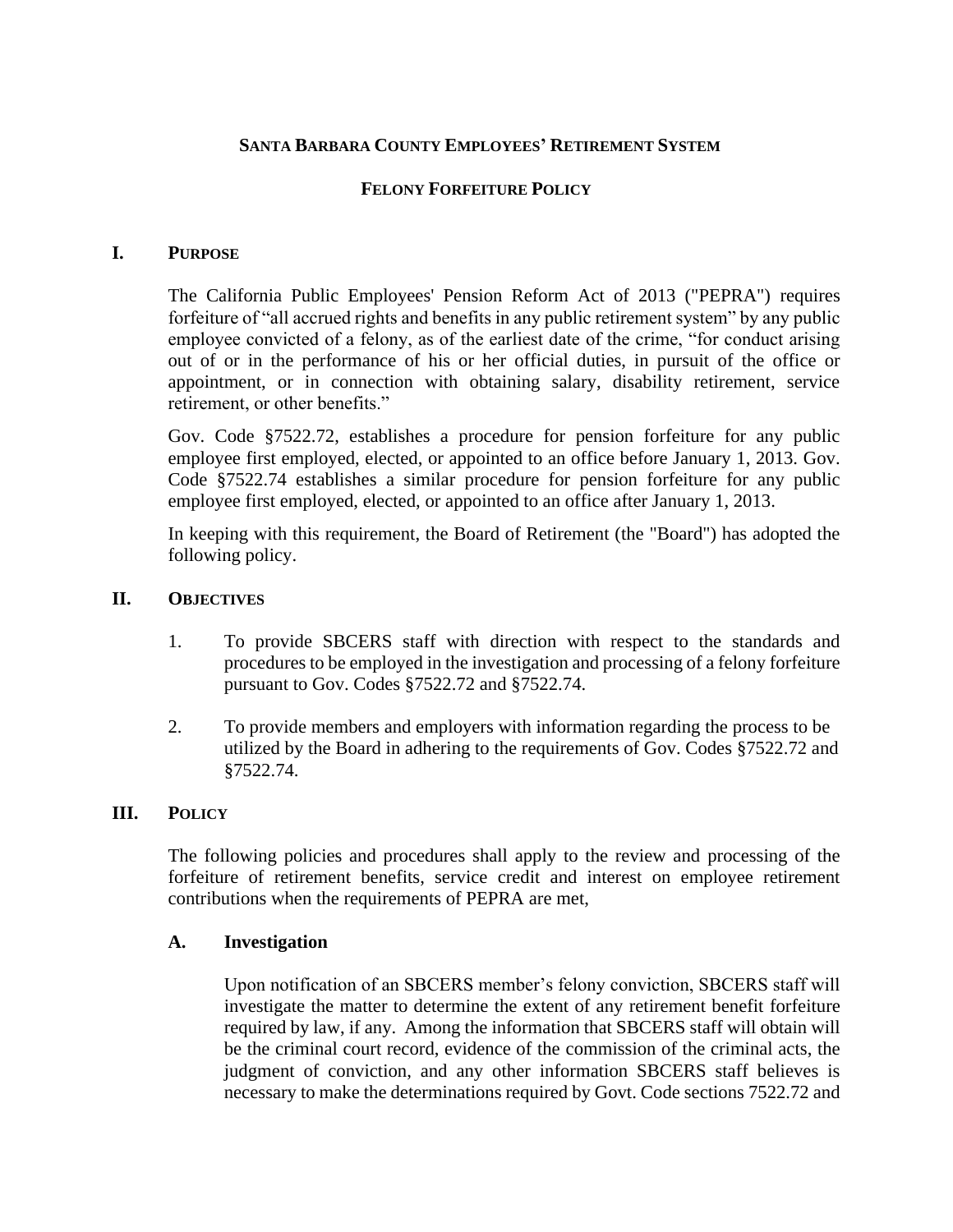**SANTA BARBARA COUNTY EMPLOYEES' RETIREMENT SYSTEM**

**FELONY FORFEITURE POLICY**

## I. PURPOSE

The California Public Employees' Pension Reform Act of 2013 ("PEPRA") requires forfeiture of "all accrued rights and benefits in any public retirement system" by any public employee convicted of a felony, as of the earliest date of the crime, "for conduct arising out of or in the performance of his or her official duties, in pursuit of the office or appointment, or in connection with obtaining salary, disability retirement, service retirement, or other benefits."

Gov. Code §7522.72, establishes a procedure for pension forfeiture for any public employee first employed, elected, or appointed to an office before January 1, 2013. Gov. Code §7522.74 establishes a similar procedure for pension forfeiture for any public employee first employed, elected, or appointed to an office after January 1, 2013.

In keeping with this requirement, the Board of Retirement (the "Board") has adopted the following policy.

## II. OBJECTIVES

1. To provide SBCERS staff with direction with respect to the standards and procedures to be employed in the investigation and processing of a felony forfeiture pursuant to Gov. Codes §7522.72 and §7522.74.

2. To provide members and employers with information regarding the process to be utilized by the Board in adhering to the requirements of Gov. Codes §7522.72 and §7522.74.

## III. POLICY

The following policies and procedures shall apply to the review and processing of the forfeiture of retirement benefits, service credit and interest on employee retirement contributions when the requirements of PEPRA are met,

### A. Investigation

Upon notification of an SBCERS member's felony conviction, SBCERS staff will investigate the matter to determine the extent of any retirement benefit forfeiture required by law, if any. Among the information that SBCERS staff will obtain will be the criminal court record, evidence of the commission of the criminal acts, the judgment of conviction, and any other information SBCERS staff believes is necessary to make the determinations required by Govt. Code sections 7522.72 and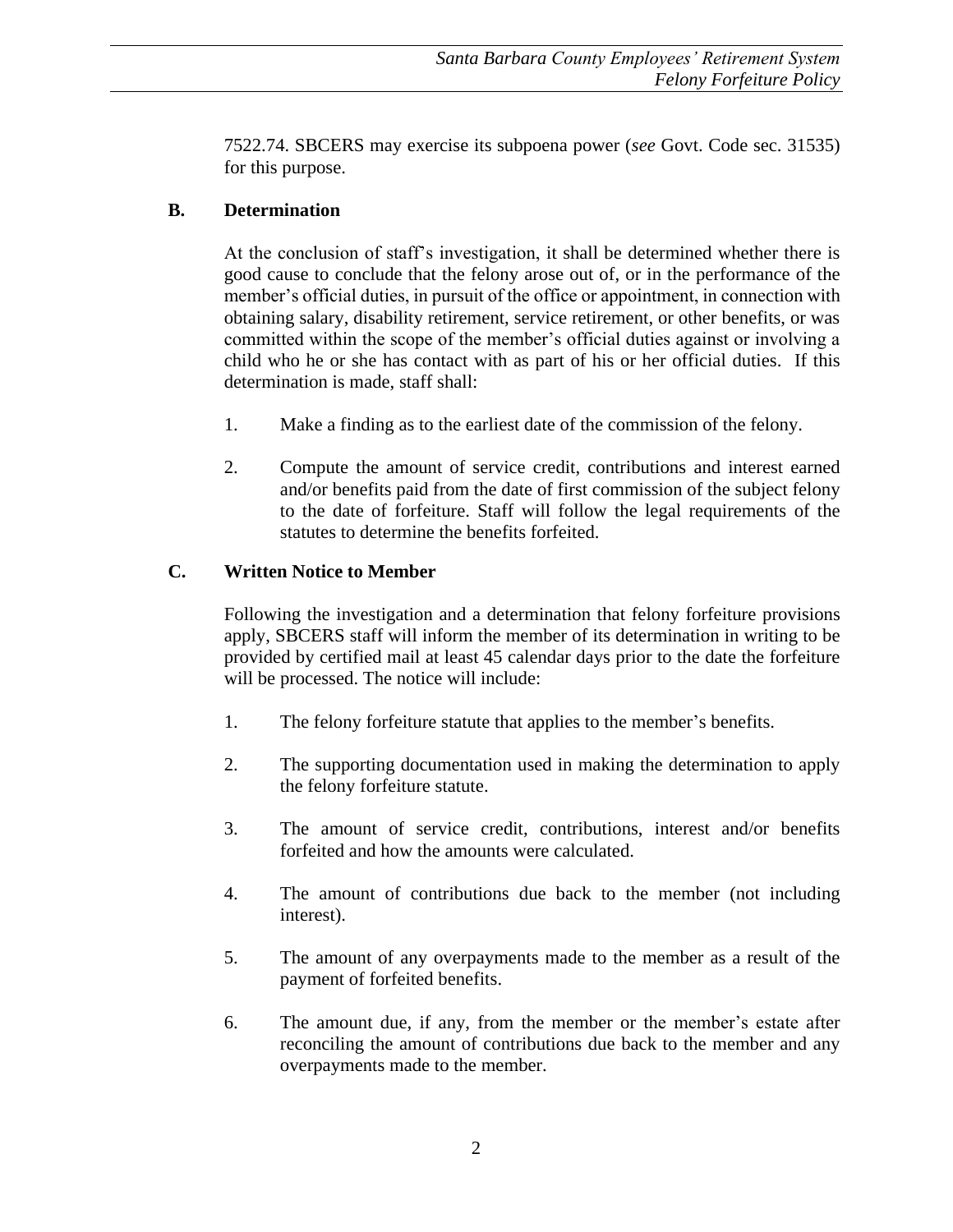7522.74. SBCERS may exercise its subpoena power (*see* Govt. Code sec. 31535) for this purpose.

### B. Determination

At the conclusion of staff's investigation, it shall be determined whether there is good cause to conclude that the felony arose out of, or in the performance of the member's official duties, in pursuit of the office or appointment, in connection with obtaining salary, disability retirement, service retirement, or other benefits, or was committed within the scope of the member's official duties against or involving a child who he or she has contact with as part of his or her official duties. If this determination is made, staff shall:

1. Make a finding as to the earliest date of the commission of the felony.

2. Compute the amount of service credit, contributions and interest earned and/or benefits paid from the date of first commission of the subject felony to the date of forfeiture. Staff will follow the legal requirements of the statutes to determine the benefits forfeited.

### C. Written Notice to Member

Following the investigation and a determination that felony forfeiture provisions apply, SBCERS staff will inform the member of its determination in writing to be provided by certified mail at least 45 calendar days prior to the date the forfeiture will be processed. The notice will include:

1. The felony forfeiture statute that applies to the member's benefits.

2. The supporting documentation used in making the determination to apply the felony forfeiture statute.

3. The amount of service credit, contributions, interest and/or benefits forfeited and how the amounts were calculated.

4. The amount of contributions due back to the member (not including interest).

5. The amount of any overpayments made to the member as a result of the payment of forfeited benefits.

6. The amount due, if any, from the member or the member's estate after reconciling the amount of contributions due back to the member and any overpayments made to the member.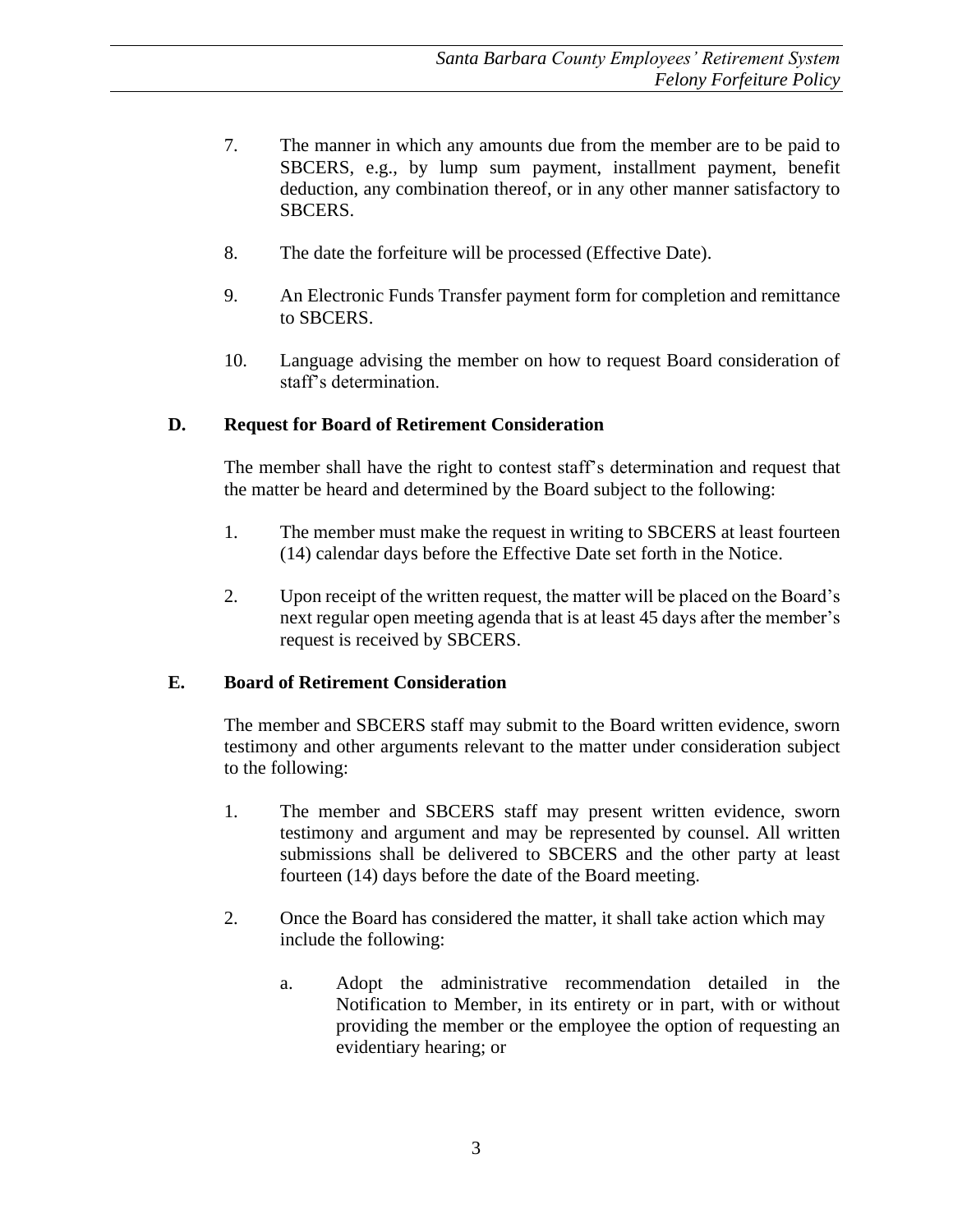7. The manner in which any amounts due from the member are to be paid to SBCERS, e.g., by lump sum payment, installment payment, benefit deduction, any combination thereof, or in any other manner satisfactory to SBCERS.

8. The date the forfeiture will be processed (Effective Date).

9. An Electronic Funds Transfer payment form for completion and remittance to SBCERS.

10. Language advising the member on how to request Board consideration of staff's determination.

### D. Request for Board of Retirement Consideration

The member shall have the right to contest staff's determination and request that the matter be heard and determined by the Board subject to the following:

1. The member must make the request in writing to SBCERS at least fourteen (14) calendar days before the Effective Date set forth in the Notice.

2. Upon receipt of the written request, the matter will be placed on the Board's next regular open meeting agenda that is at least 45 days after the member's request is received by SBCERS.

### E. Board of Retirement Consideration

The member and SBCERS staff may submit to the Board written evidence, sworn testimony and other arguments relevant to the matter under consideration subject to the following:

1. The member and SBCERS staff may present written evidence, sworn testimony and argument and may be represented by counsel. All written submissions shall be delivered to SBCERS and the other party at least fourteen (14) days before the date of the Board meeting.

2. Once the Board has considered the matter, it shall take action which may include the following:

   a. Adopt the administrative recommendation detailed in the Notification to Member, in its entirety or in part, with or without providing the member or the employee the option of requesting an evidentiary hearing; or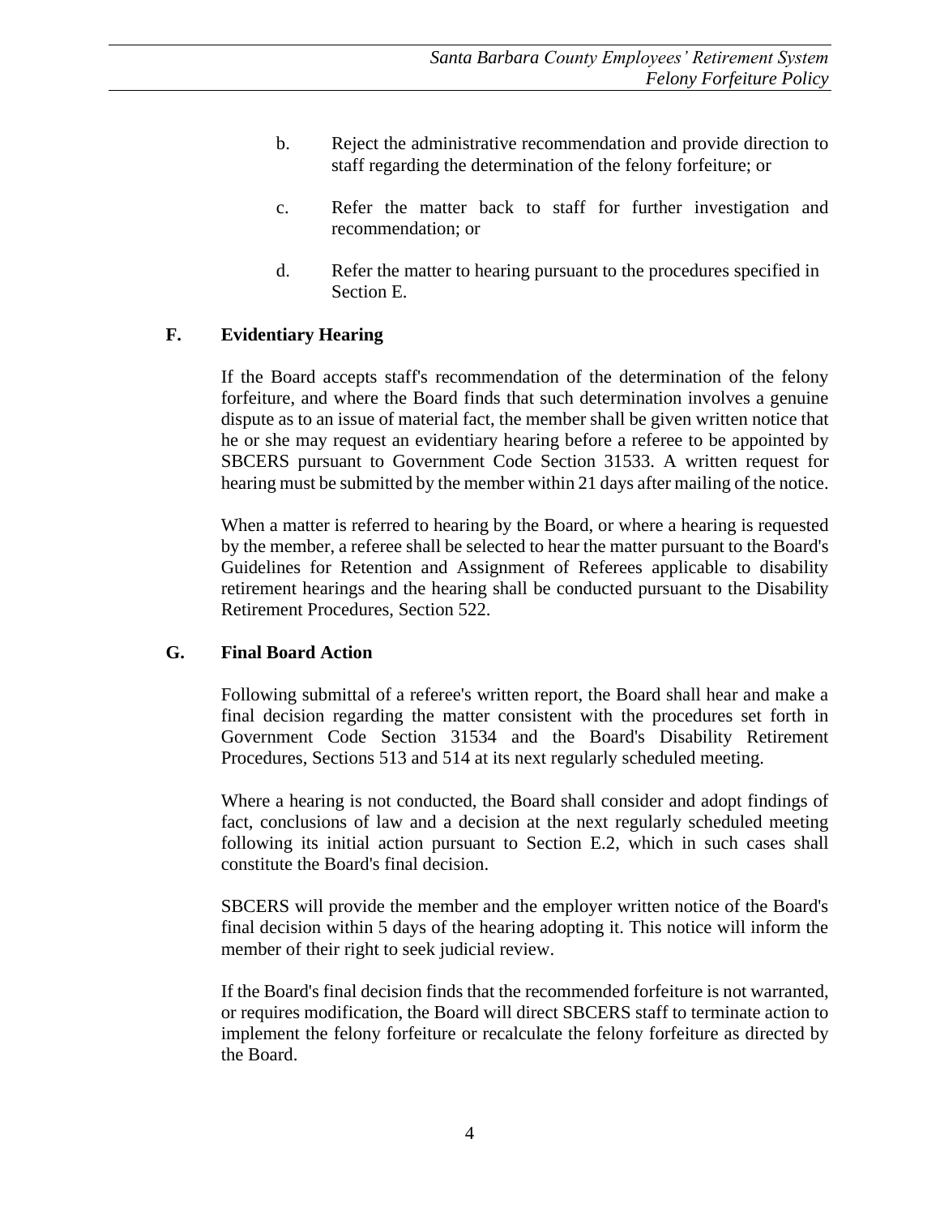b. Reject the administrative recommendation and provide direction to staff regarding the determination of the felony forfeiture; or

c. Refer the matter back to staff for further investigation and recommendation; or

d. Refer the matter to hearing pursuant to the procedures specified in Section E.

## F. Evidentiary Hearing

If the Board accepts staff's recommendation of the determination of the felony forfeiture, and where the Board finds that such determination involves a genuine dispute as to an issue of material fact, the member shall be given written notice that he or she may request an evidentiary hearing before a referee to be appointed by SBCERS pursuant to Government Code Section 31533. A written request for hearing must be submitted by the member within 21 days after mailing of the notice.

When a matter is referred to hearing by the Board, or where a hearing is requested by the member, a referee shall be selected to hear the matter pursuant to the Board's Guidelines for Retention and Assignment of Referees applicable to disability retirement hearings and the hearing shall be conducted pursuant to the Disability Retirement Procedures, Section 522.

## G. Final Board Action

Following submittal of a referee's written report, the Board shall hear and make a final decision regarding the matter consistent with the procedures set forth in Government Code Section 31534 and the Board's Disability Retirement Procedures, Sections 513 and 514 at its next regularly scheduled meeting.

Where a hearing is not conducted, the Board shall consider and adopt findings of fact, conclusions of law and a decision at the next regularly scheduled meeting following its initial action pursuant to Section E.2, which in such cases shall constitute the Board's final decision.

SBCERS will provide the member and the employer written notice of the Board's final decision within 5 days of the hearing adopting it. This notice will inform the member of their right to seek judicial review.

If the Board's final decision finds that the recommended forfeiture is not warranted, or requires modification, the Board will direct SBCERS staff to terminate action to implement the felony forfeiture or recalculate the felony forfeiture as directed by the Board.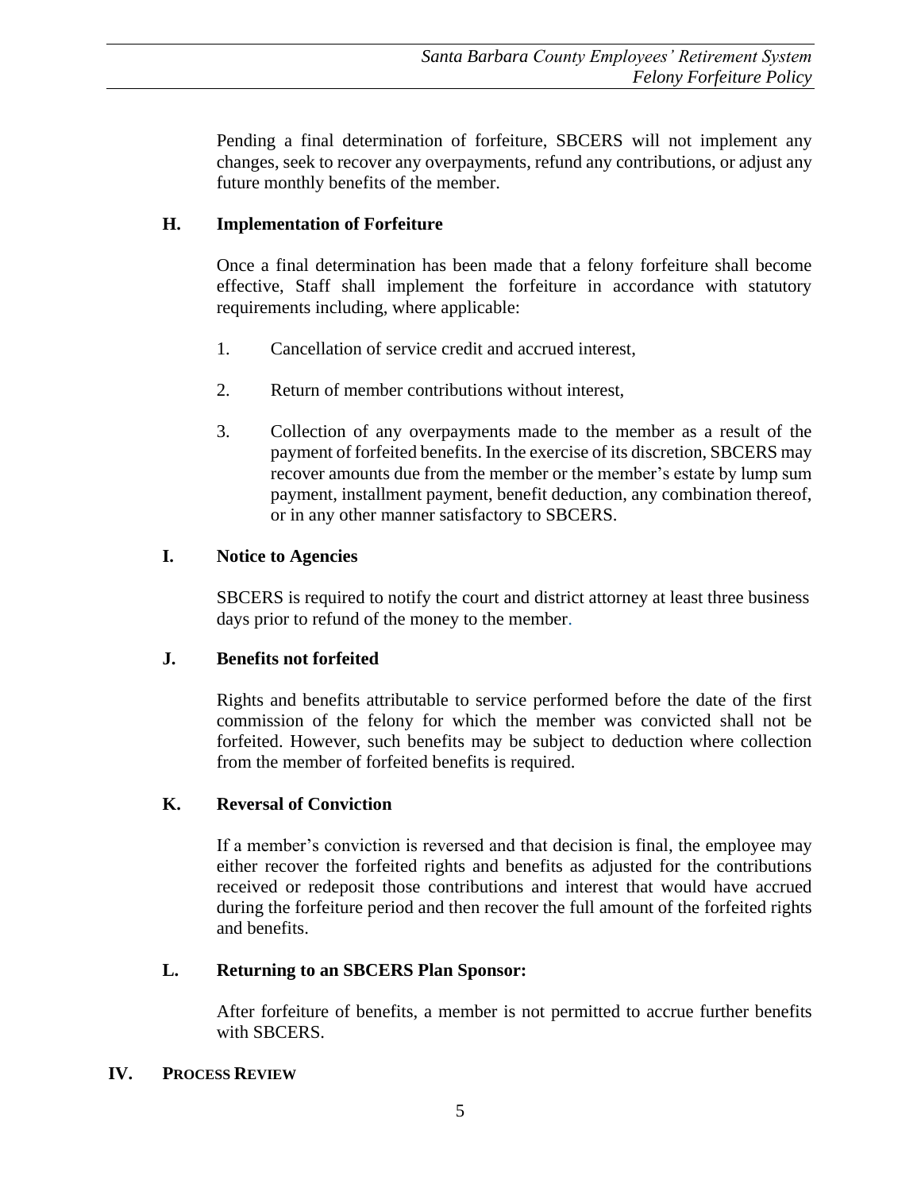Pending a final determination of forfeiture, SBCERS will not implement any changes, seek to recover any overpayments, refund any contributions, or adjust any future monthly benefits of the member.

### H. Implementation of Forfeiture

Once a final determination has been made that a felony forfeiture shall become effective, Staff shall implement the forfeiture in accordance with statutory requirements including, where applicable:

1. Cancellation of service credit and accrued interest,

2. Return of member contributions without interest,

3. Collection of any overpayments made to the member as a result of the payment of forfeited benefits. In the exercise of its discretion, SBCERS may recover amounts due from the member or the member's estate by lump sum payment, installment payment, benefit deduction, any combination thereof, or in any other manner satisfactory to SBCERS.

### I. Notice to Agencies

SBCERS is required to notify the court and district attorney at least three business days prior to refund of the money to the member.

### J. Benefits not forfeited

Rights and benefits attributable to service performed before the date of the first commission of the felony for which the member was convicted shall not be forfeited. However, such benefits may be subject to deduction where collection from the member of forfeited benefits is required.

### K. Reversal of Conviction

If a member's conviction is reversed and that decision is final, the employee may either recover the forfeited rights and benefits as adjusted for the contributions received or redeposit those contributions and interest that would have accrued during the forfeiture period and then recover the full amount of the forfeited rights and benefits.

### L. Returning to an SBCERS Plan Sponsor:

After forfeiture of benefits, a member is not permitted to accrue further benefits with SBCERS.

## IV. PROCESS REVIEW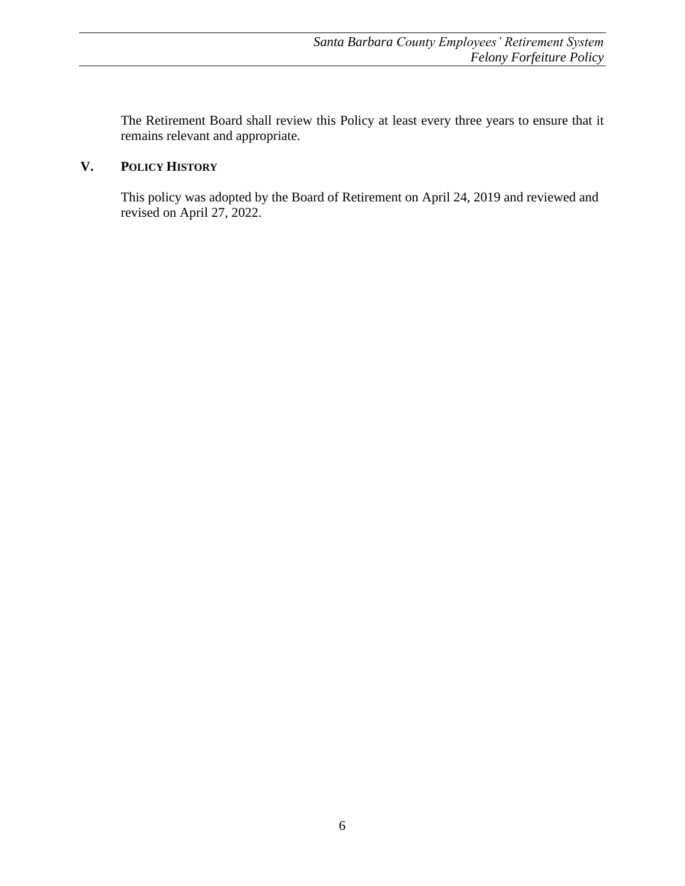The Retirement Board shall review this Policy at least every three years to ensure that it remains relevant and appropriate.

## V. POLICY HISTORY

This policy was adopted by the Board of Retirement on April 24, 2019 and reviewed and revised on April 27, 2022.